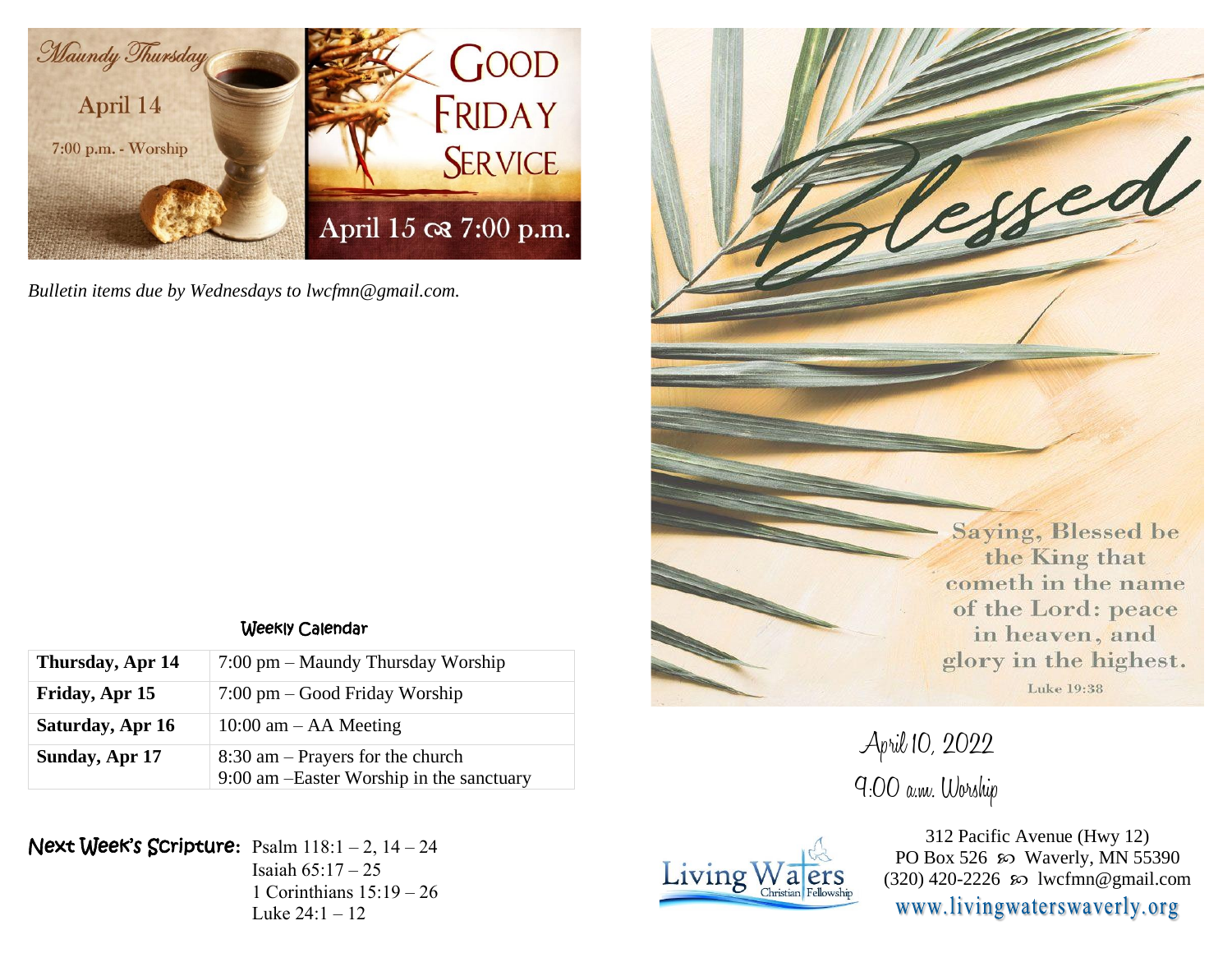Maundy Thursday

April 14

7:00 p.m. - Worship

GOOD FRIDAY SERVICE

April 15 ∞ 7:00 p.m.

*Bulletin items due by Wednesdays to lwcfmn@gmail.com.*

### Weekly Calendar

| | |
|---|---|
| **Thursday, Apr 14** | 7:00 pm – Maundy Thursday Worship |
| **Friday, Apr 15** | 7:00 pm – Good Friday Worship |
| **Saturday, Apr 16** | 10:00 am – AA Meeting |
| **Sunday, Apr 17** | 8:30 am – Prayers for the church<br>9:00 am –Easter Worship in the sanctuary |

**Next Week's Scripture:** Psalm 118:1 – 2, 14 – 24
Isaiah 65:17 – 25
1 Corinthians 15:19 – 26
Luke 24:1 – 12

# Blessed

Saying, Blessed be the King that cometh in the name of the Lord: peace in heaven, and glory in the highest.

Luke 19:38

April 10, 2022

9:00 a.m. Worship

Living Waters Christian Fellowship

312 Pacific Avenue (Hwy 12)
PO Box 526 ∞ Waverly, MN 55390
(320) 420-2226 ∞ lwcfmn@gmail.com
www.livingwaterswaverly.org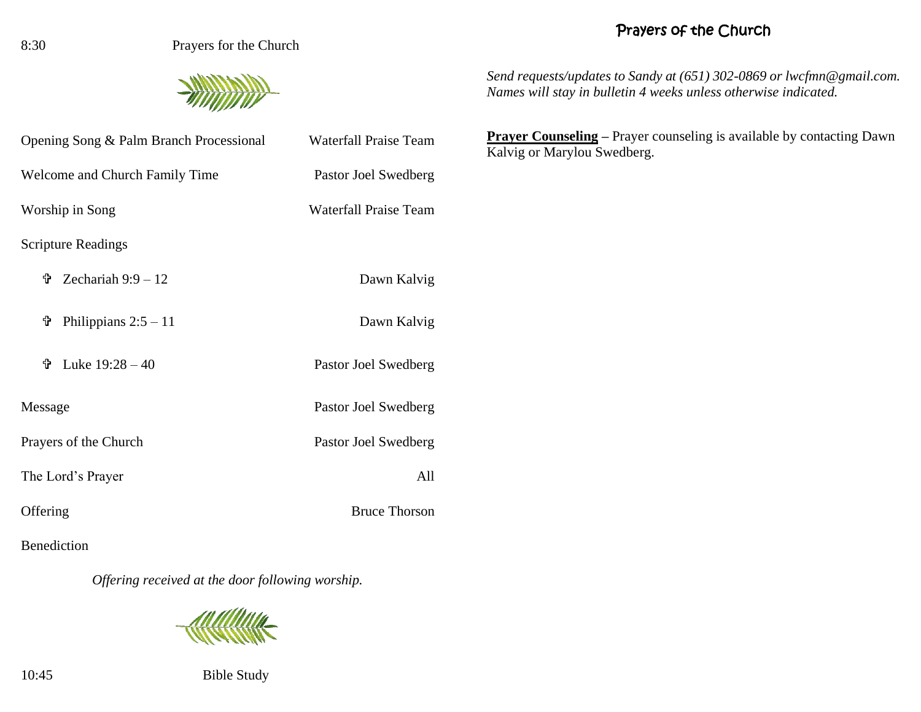8:30 Prayers for the Church

| | |
|---|---|
| Opening Song & Palm Branch Processional | Waterfall Praise Team |
| Welcome and Church Family Time | Pastor Joel Swedberg |
| Worship in Song | Waterfall Praise Team |
| Scripture Readings | |
| ✞ Zechariah 9:9 – 12 | Dawn Kalvig |
| ✞ Philippians 2:5 – 11 | Dawn Kalvig |
| ✞ Luke 19:28 – 40 | Pastor Joel Swedberg |
| Message | Pastor Joel Swedberg |
| Prayers of the Church | Pastor Joel Swedberg |
| The Lord's Prayer | All |
| Offering | Bruce Thorson |
| Benediction | |

*Offering received at the door following worship.*

10:45 Bible Study

## Prayers of the Church

*Send requests/updates to Sandy at (651) 302-0869 or lwcfmn@gmail.com. Names will stay in bulletin 4 weeks unless otherwise indicated.*

**Prayer Counseling** – Prayer counseling is available by contacting Dawn Kalvig or Marylou Swedberg.